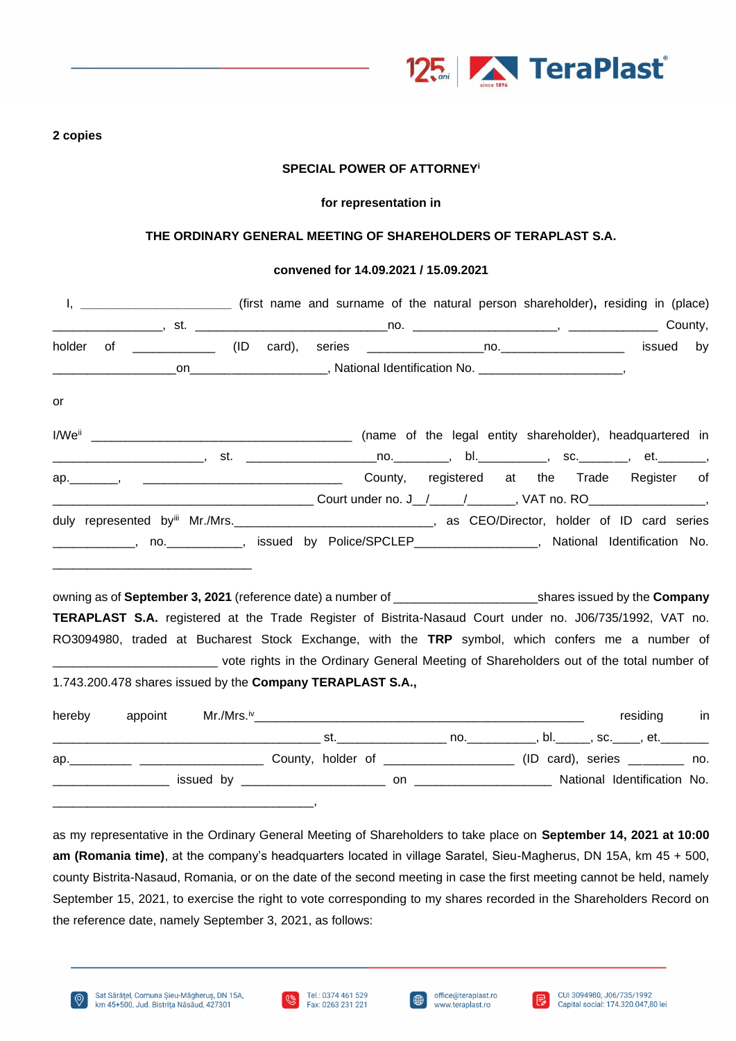**2 copies**

**SPECIAL POWER OF ATTORNEY**[i]

**for representation in**

**THE ORDINARY GENERAL MEETING OF SHAREHOLDERS OF TERAPLAST S.A.**

**convened for 14.09.2021 / 15.09.2021**

I, ______________________ (first name and surname of the natural person shareholder), residing in (place) ________________, st. ____________________________no. _____________________, _____________ County, holder of ____________ (ID card), series _________________no.__________________ issued by __________________on____________________, National Identification No. _____________________,

or

I/We[ii] _______________________________________ (name of the legal entity shareholder), headquartered in ______________________, st. ___________________no.________, bl.__________, sc._______, et._______, ap._______, ______________________________ County, registered at the Trade Register of _______________________________________ Court under no. J__/____/______, VAT no. RO________________, duly represented by[iii] Mr./Mrs._____________________________, as CEO/Director, holder of ID card series ____________, no.___________, issued by Police/SPCLEP__________________, National Identification No. ______________________________

owning as of **September 3, 2021** (reference date) a number of ____________________shares issued by the **Company TERAPLAST S.A.** registered at the Trade Register of Bistrita-Nasaud Court under no. J06/735/1992, VAT no. RO3094980, traded at Bucharest Stock Exchange, with the **TRP** symbol, which confers me a number of ________________________ vote rights in the Ordinary General Meeting of Shareholders out of the total number of 1.743.200.478 shares issued by the **Company TERAPLAST S.A.,**

hereby appoint Mr./Mrs.[iv]_________________________________________________ residing in ________________________________________ st._______________ no.__________, bl._____, sc.____, et._______ ap._________ __________________ County, holder of ___________________ (ID card), series ________ no. _________________ issued by _____________________ on ____________________ National Identification No. ________________________________________,

as my representative in the Ordinary General Meeting of Shareholders to take place on **September 14, 2021 at 10:00 am (Romania time)**, at the company's headquarters located in village Saratel, Sieu-Magherus, DN 15A, km 45 + 500, county Bistrita-Nasaud, Romania, or on the date of the second meeting in case the first meeting cannot be held, namely September 15, 2021, to exercise the right to vote corresponding to my shares recorded in the Shareholders Record on the reference date, namely September 3, 2021, as follows: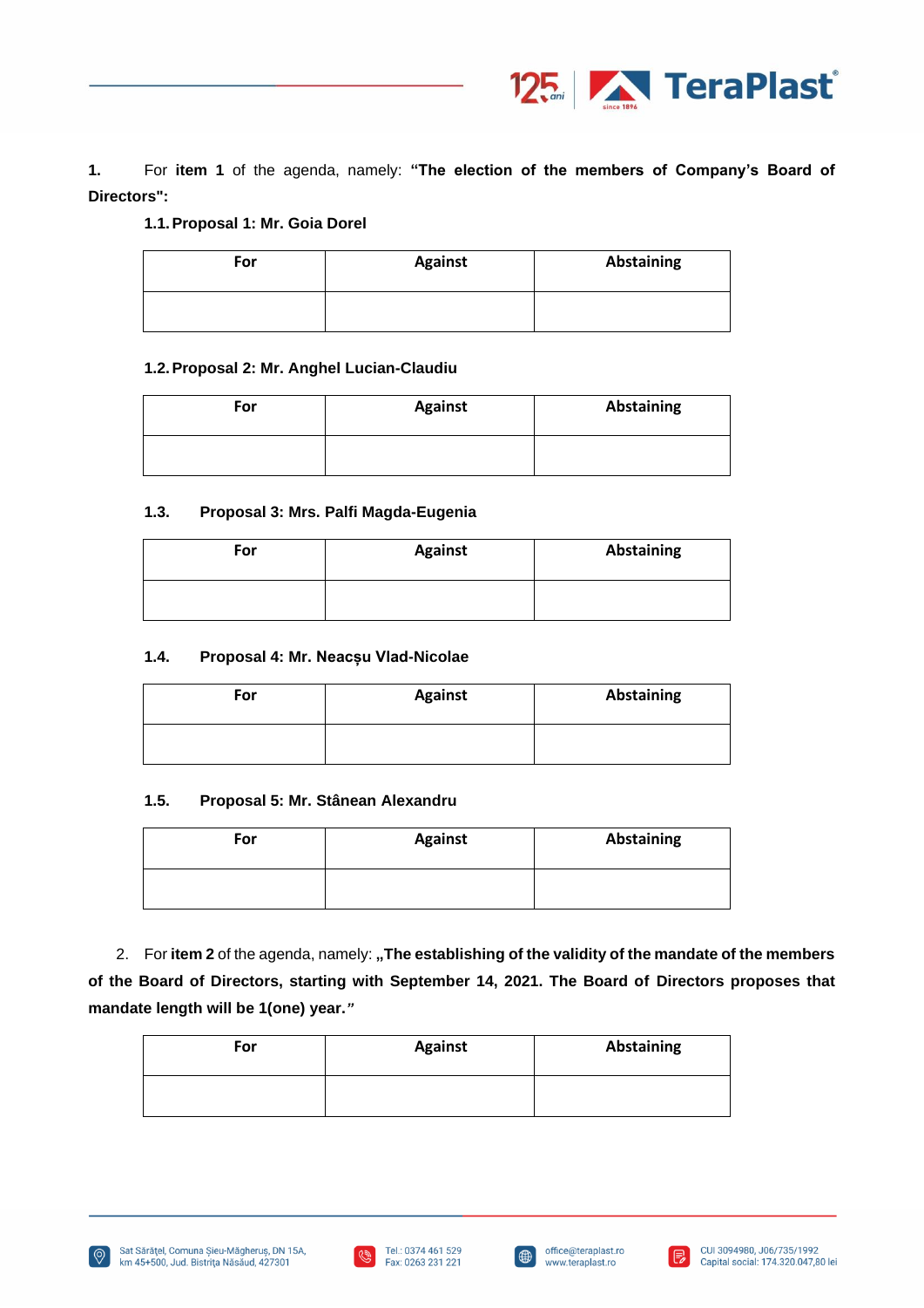1. For **item 1** of the agenda, namely: **"The election of the members of Company's Board of Directors":**

**1.1. Proposal 1: Mr. Goia Dorel**

| For | Against | Abstaining |
|---|---|---|
| | | |

**1.2. Proposal 2: Mr. Anghel Lucian-Claudiu**

| For | Against | Abstaining |
|---|---|---|
| | | |

**1.3. Proposal 3: Mrs. Palfi Magda-Eugenia**

| For | Against | Abstaining |
|---|---|---|
| | | |

**1.4. Proposal 4: Mr. Neacșu Vlad-Nicolae**

| For | Against | Abstaining |
|---|---|---|
| | | |

**1.5. Proposal 5: Mr. Stânean Alexandru**

| For | Against | Abstaining |
|---|---|---|
| | | |

2. For **item 2** of the agenda, namely: **„The establishing of the validity of the mandate of the members of the Board of Directors, starting with September 14, 2021. The Board of Directors proposes that mandate length will be 1(one) year.*"***

| For | Against | Abstaining |
|---|---|---|
| | | |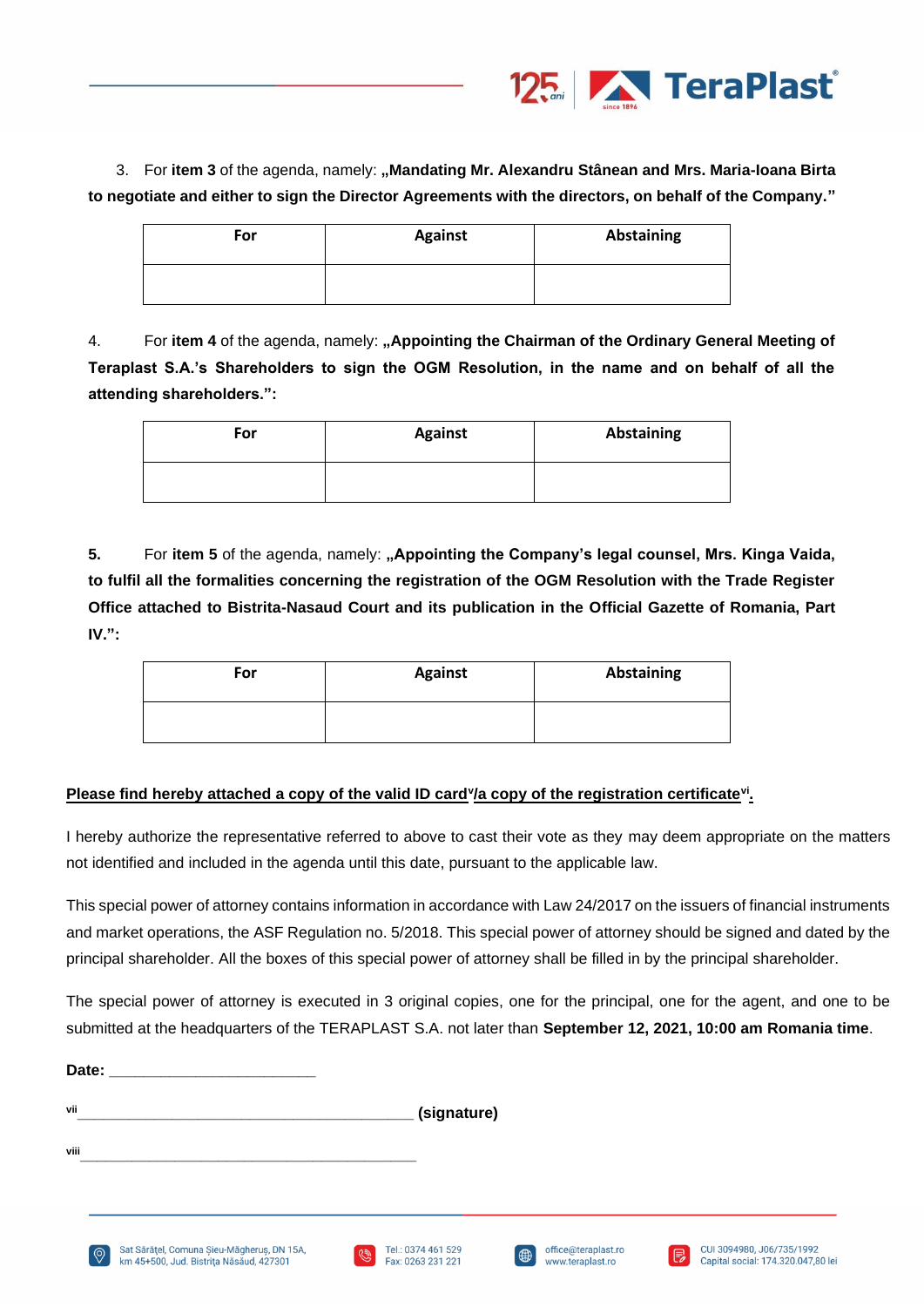3. For **item 3** of the agenda, namely: **„Mandating Mr. Alexandru Stânean and Mrs. Maria-Ioana Birta to negotiate and either to sign the Director Agreements with the directors, on behalf of the Company."**

| For | Against | Abstaining |
|---|---|---|
| | | |

4. For **item 4** of the agenda, namely: **„Appointing the Chairman of the Ordinary General Meeting of Teraplast S.A.'s Shareholders to sign the OGM Resolution, in the name and on behalf of all the attending shareholders.":**

| For | Against | Abstaining |
|---|---|---|
| | | |

**5.** For **item 5** of the agenda, namely: **„Appointing the Company's legal counsel, Mrs. Kinga Vaida, to fulfil all the formalities concerning the registration of the OGM Resolution with the Trade Register Office attached to Bistrita-Nasaud Court and its publication in the Official Gazette of Romania, Part IV.":**

| For | Against | Abstaining |
|---|---|---|
| | | |

**Please find hereby attached a copy of the valid ID card[v]/a copy of the registration certificate[vi].**

I hereby authorize the representative referred to above to cast their vote as they may deem appropriate on the matters not identified and included in the agenda until this date, pursuant to the applicable law.

This special power of attorney contains information in accordance with Law 24/2017 on the issuers of financial instruments and market operations, the ASF Regulation no. 5/2018. This special power of attorney should be signed and dated by the principal shareholder. All the boxes of this special power of attorney shall be filled in by the principal shareholder.

The special power of attorney is executed in 3 original copies, one for the principal, one for the agent, and one to be submitted at the headquarters of the TERAPLAST S.A. not later than **September 12, 2021, 10:00 am Romania time**.

**Date:** ________________________

[vii]__________________________________________ **(signature)**

[viii]__________________________________________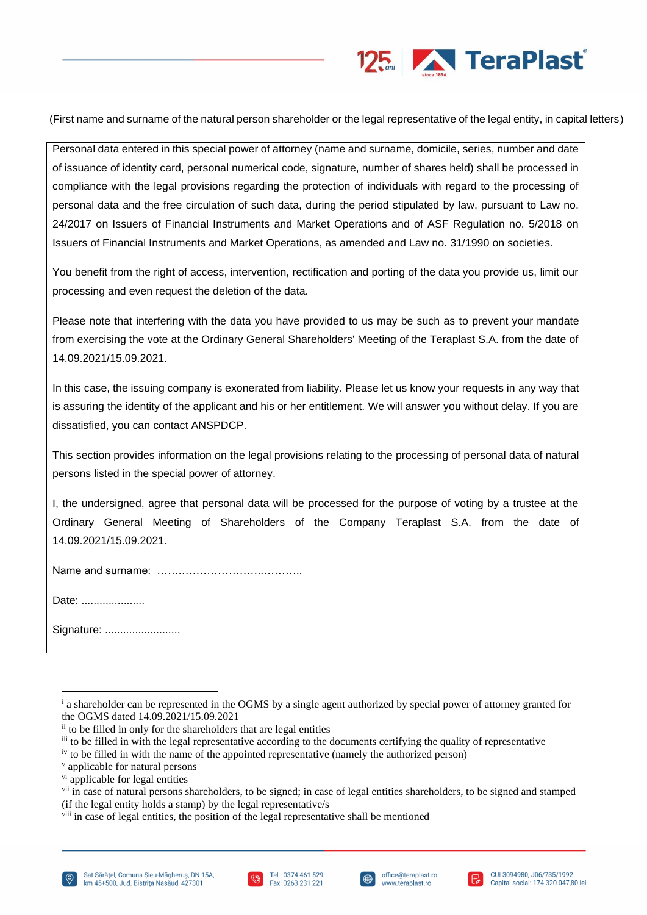(First name and surname of the natural person shareholder or the legal representative of the legal entity, in capital letters)

Personal data entered in this special power of attorney (name and surname, domicile, series, number and date of issuance of identity card, personal numerical code, signature, number of shares held) shall be processed in compliance with the legal provisions regarding the protection of individuals with regard to the processing of personal data and the free circulation of such data, during the period stipulated by law, pursuant to Law no. 24/2017 on Issuers of Financial Instruments and Market Operations and of ASF Regulation no. 5/2018 on Issuers of Financial Instruments and Market Operations, as amended and Law no. 31/1990 on societies.

You benefit from the right of access, intervention, rectification and porting of the data you provide us, limit our processing and even request the deletion of the data.

Please note that interfering with the data you have provided to us may be such as to prevent your mandate from exercising the vote at the Ordinary General Shareholders' Meeting of the Teraplast S.A. from the date of 14.09.2021/15.09.2021.

In this case, the issuing company is exonerated from liability. Please let us know your requests in any way that is assuring the identity of the applicant and his or her entitlement. We will answer you without delay. If you are dissatisfied, you can contact ANSPDCP.

This section provides information on the legal provisions relating to the processing of personal data of natural persons listed in the special power of attorney.

I, the undersigned, agree that personal data will be processed for the purpose of voting by a trustee at the Ordinary General Meeting of Shareholders of the Company Teraplast S.A. from the date of 14.09.2021/15.09.2021.

Name and surname: ……….……………….………..

Date: .....................

Signature: .........................

---

[i] a shareholder can be represented in the OGMS by a single agent authorized by special power of attorney granted for the OGMS dated 14.09.2021/15.09.2021

[ii] to be filled in only for the shareholders that are legal entities

[iii] to be filled in with the legal representative according to the documents certifying the quality of representative

[iv] to be filled in with the name of the appointed representative (namely the authorized person)

[v] applicable for natural persons

[vi] applicable for legal entities

[vii] in case of natural persons shareholders, to be signed; in case of legal entities shareholders, to be signed and stamped (if the legal entity holds a stamp) by the legal representative/s

[viii] in case of legal entities, the position of the legal representative shall be mentioned